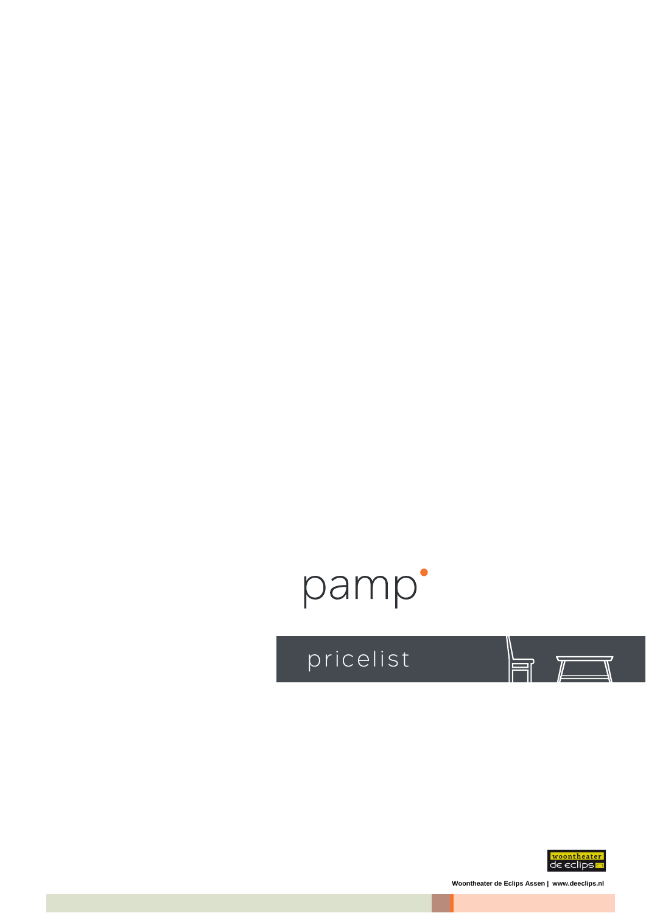# pamp

## pricelist

woontheater de eclips

**Woontheater de Eclips Assen | www.deeclips.nl**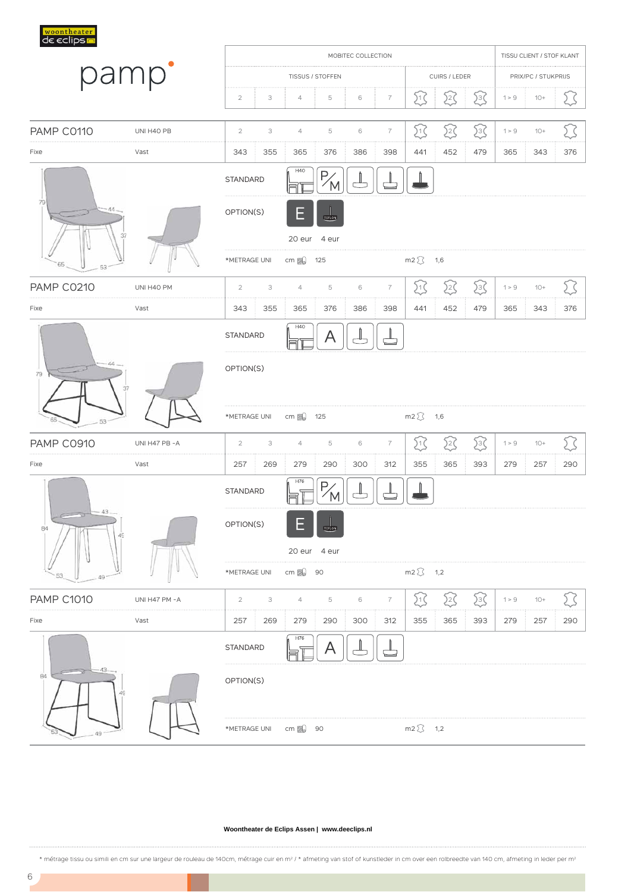woontheater de eclips

# pamp

| | | MOBITEC COLLECTION | | | | | | | | TISSU CLIENT / STOF KLANT | | |
|---|---|---|---|---|---|---|---|---|---|---|---|---|
| | | TISSUS / STOFFEN | | | | | CUIRS / LEDER | | | PRIX/PC / STUKPRIJS | | |
| | 2 | 3 | 4 | 5 | 6 | 7 | 1 | 2 | 3 | 1 > 9 | 10+ | |
| **PAMP C0110** UNI H40 PB | 2 | 3 | 4 | 5 | 6 | 7 | 1 | 2 | 3 | 1 > 9 | 10+ | |
| Fixe / Vast | 343 | 355 | 365 | 376 | 386 | 398 | 441 | 452 | 479 | 365 | 343 | 376 |
| **PAMP C0210** UNI H40 PM | 2 | 3 | 4 | 5 | 6 | 7 | 1 | 2 | 3 | 1 > 9 | 10+ | |
| Fixe / Vast | 343 | 355 | 365 | 376 | 386 | 398 | 441 | 452 | 479 | 365 | 343 | 376 |
| **PAMP C0910** UNI H47 PB -A | 2 | 3 | 4 | 5 | 6 | 7 | 1 | 2 | 3 | 1 > 9 | 10+ | |
| Fixe / Vast | 257 | 269 | 279 | 290 | 300 | 312 | 355 | 365 | 393 | 279 | 257 | 290 |
| **PAMP C1010** UNI H47 PM -A | 2 | 3 | 4 | 5 | 6 | 7 | 1 | 2 | 3 | 1 > 9 | 10+ | |
| Fixe / Vast | 257 | 269 | 279 | 290 | 300 | 312 | 355 | 365 | 393 | 279 | 257 | 290 |

## PAMP C0110

79 / 44 / 37 / 65 / 53

STANDARD: H40, P/M

OPTION(S): E, TEFLON

20 eur 4 eur

*METRAGE UNI cm 125 m2 1,6

## PAMP C0210

79 / 44 / 37 / 65 / 53

STANDARD: H40, A

OPTION(S)

*METRAGE UNI cm 125 m2 1,6

## PAMP C0910

84 / 43 / 45 / 53 / 49

STANDARD: H76, P/M

OPTION(S): E, TEFLON

20 eur 4 eur

*METRAGE UNI cm 90 m2 1,2

## PAMP C1010

84 / 43 / 45 / 53 / 49

STANDARD: H76, A

OPTION(S)

*METRAGE UNI cm 90 m2 1,2

**Woontheater de Eclips Assen | www.deeclips.nl**

* métrage tissu ou simili en cm sur une largeur de rouleau de 140cm, métrage cuir en m² / * afmeting van stof of kunstleder in cm over een rolbreedte van 140 cm, afmeting in leder per m²